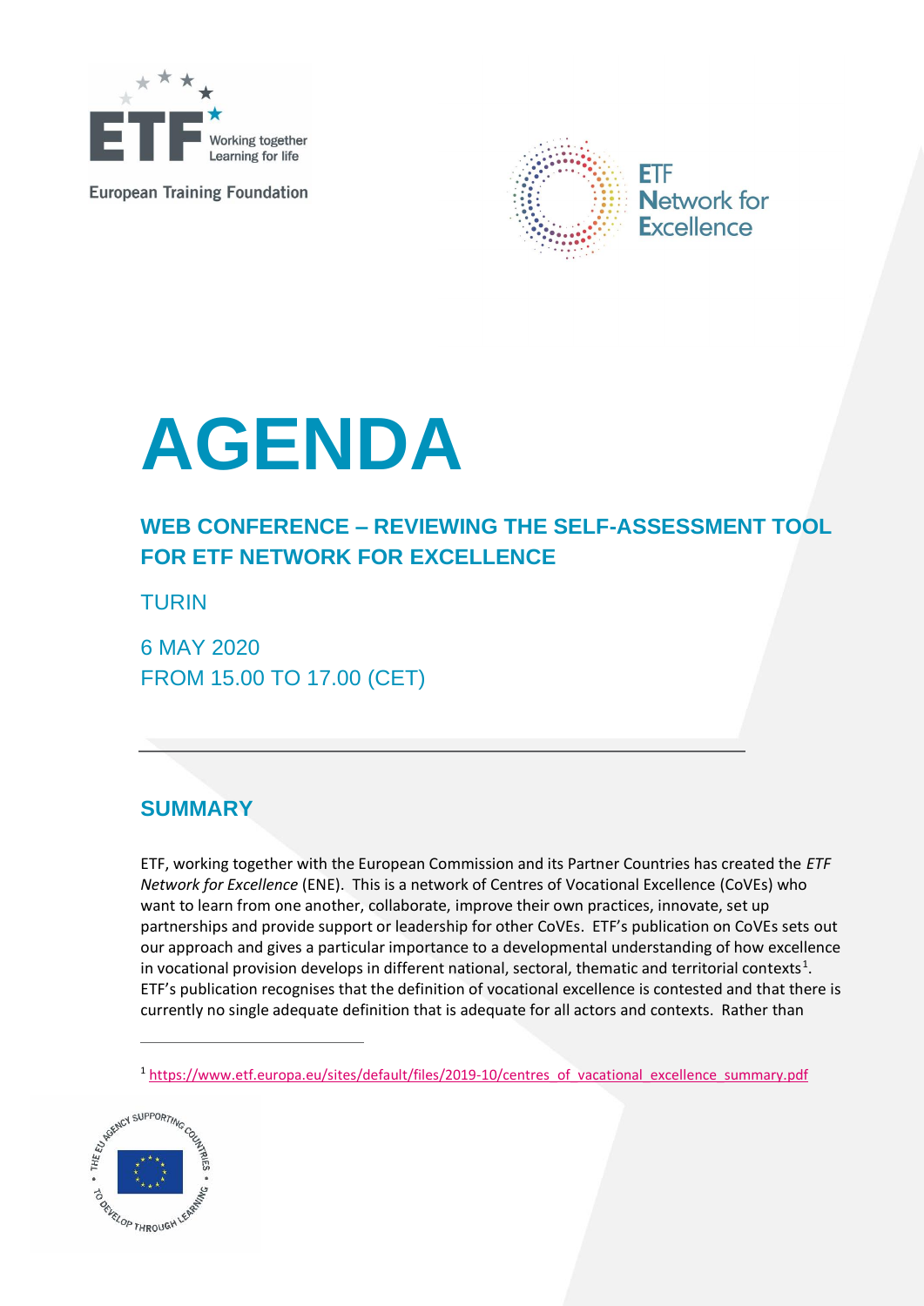European Training Foundation

ETF Network for Excellence

# AGENDA

## WEB CONFERENCE – REVIEWING THE SELF-ASSESSMENT TOOL FOR ETF NETWORK FOR EXCELLENCE

TURIN

6 MAY 2020
FROM 15.00 TO 17.00 (CET)

---

## SUMMARY

ETF, working together with the European Commission and its Partner Countries has created the *ETF Network for Excellence* (ENE). This is a network of Centres of Vocational Excellence (CoVEs) who want to learn from one another, collaborate, improve their own practices, innovate, set up partnerships and provide support or leadership for other CoVEs. ETF's publication on CoVEs sets out our approach and gives a particular importance to a developmental understanding of how excellence in vocational provision develops in different national, sectoral, thematic and territorial contexts[1]. ETF's publication recognises that the definition of vocational excellence is contested and that there is currently no single adequate definition that is adequate for all actors and contexts. Rather than

[1] https://www.etf.europa.eu/sites/default/files/2019-10/centres_of_vacational_excellence_summary.pdf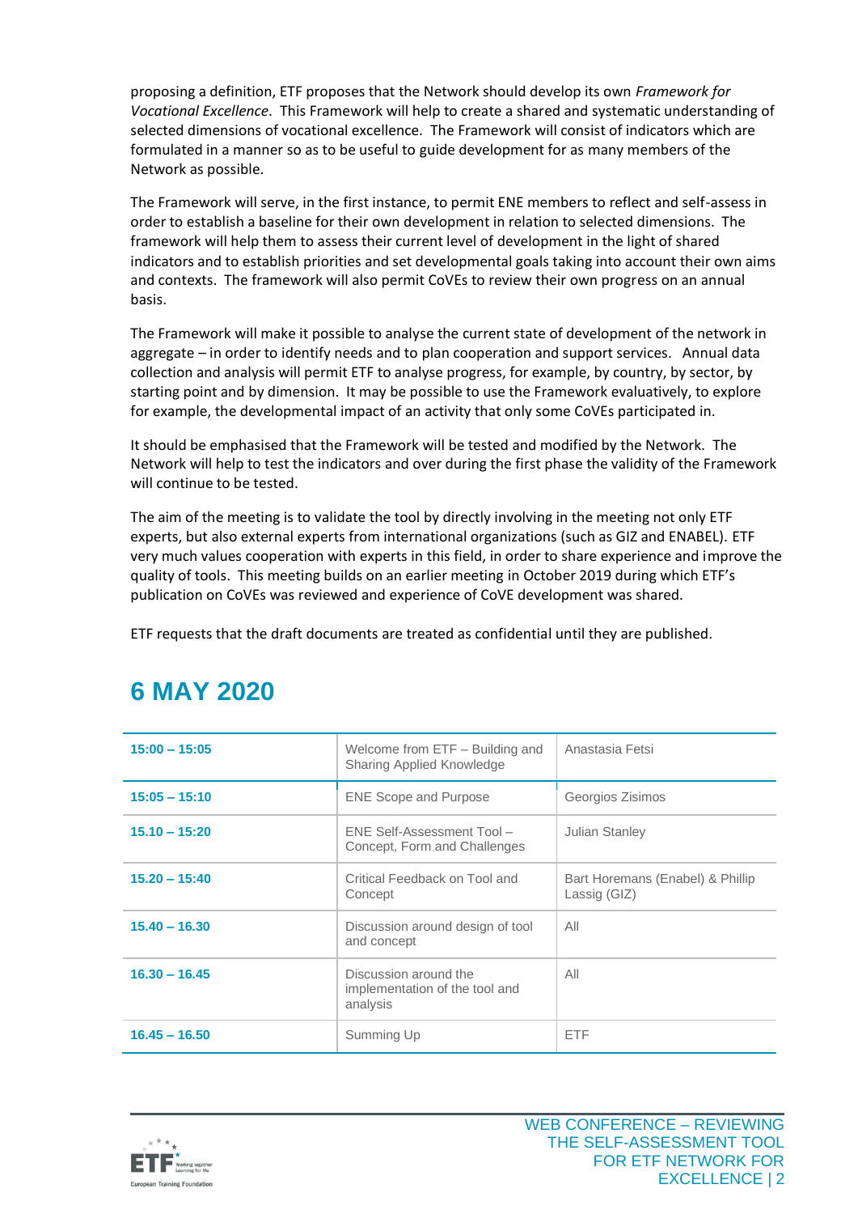proposing a definition, ETF proposes that the Network should develop its own *Framework for Vocational Excellence*. This Framework will help to create a shared and systematic understanding of selected dimensions of vocational excellence. The Framework will consist of indicators which are formulated in a manner so as to be useful to guide development for as many members of the Network as possible.

The Framework will serve, in the first instance, to permit ENE members to reflect and self-assess in order to establish a baseline for their own development in relation to selected dimensions. The framework will help them to assess their current level of development in the light of shared indicators and to establish priorities and set developmental goals taking into account their own aims and contexts. The framework will also permit CoVEs to review their own progress on an annual basis.

The Framework will make it possible to analyse the current state of development of the network in aggregate – in order to identify needs and to plan cooperation and support services. Annual data collection and analysis will permit ETF to analyse progress, for example, by country, by sector, by starting point and by dimension. It may be possible to use the Framework evaluatively, to explore for example, the developmental impact of an activity that only some CoVEs participated in.

It should be emphasised that the Framework will be tested and modified by the Network. The Network will help to test the indicators and over during the first phase the validity of the Framework will continue to be tested.

The aim of the meeting is to validate the tool by directly involving in the meeting not only ETF experts, but also external experts from international organizations (such as GIZ and ENABEL). ETF very much values cooperation with experts in this field, in order to share experience and improve the quality of tools. This meeting builds on an earlier meeting in October 2019 during which ETF's publication on CoVEs was reviewed and experience of CoVE development was shared.

ETF requests that the draft documents are treated as confidential until they are published.

# 6 MAY 2020

| | | |
|---|---|---|
| **15:00 – 15:05** | Welcome from ETF – Building and Sharing Applied Knowledge | Anastasia Fetsi |
| **15:05 – 15:10** | ENE Scope and Purpose | Georgios Zisimos |
| **15.10 – 15:20** | ENE Self-Assessment Tool – Concept, Form and Challenges | Julian Stanley |
| **15.20 – 15:40** | Critical Feedback on Tool and Concept | Bart Horemans (Enabel) & Phillip Lassig (GIZ) |
| **15.40 – 16.30** | Discussion around design of tool and concept | All |
| **16.30 – 16.45** | Discussion around the implementation of the tool and analysis | All |
| **16.45 – 16.50** | Summing Up | ETF |